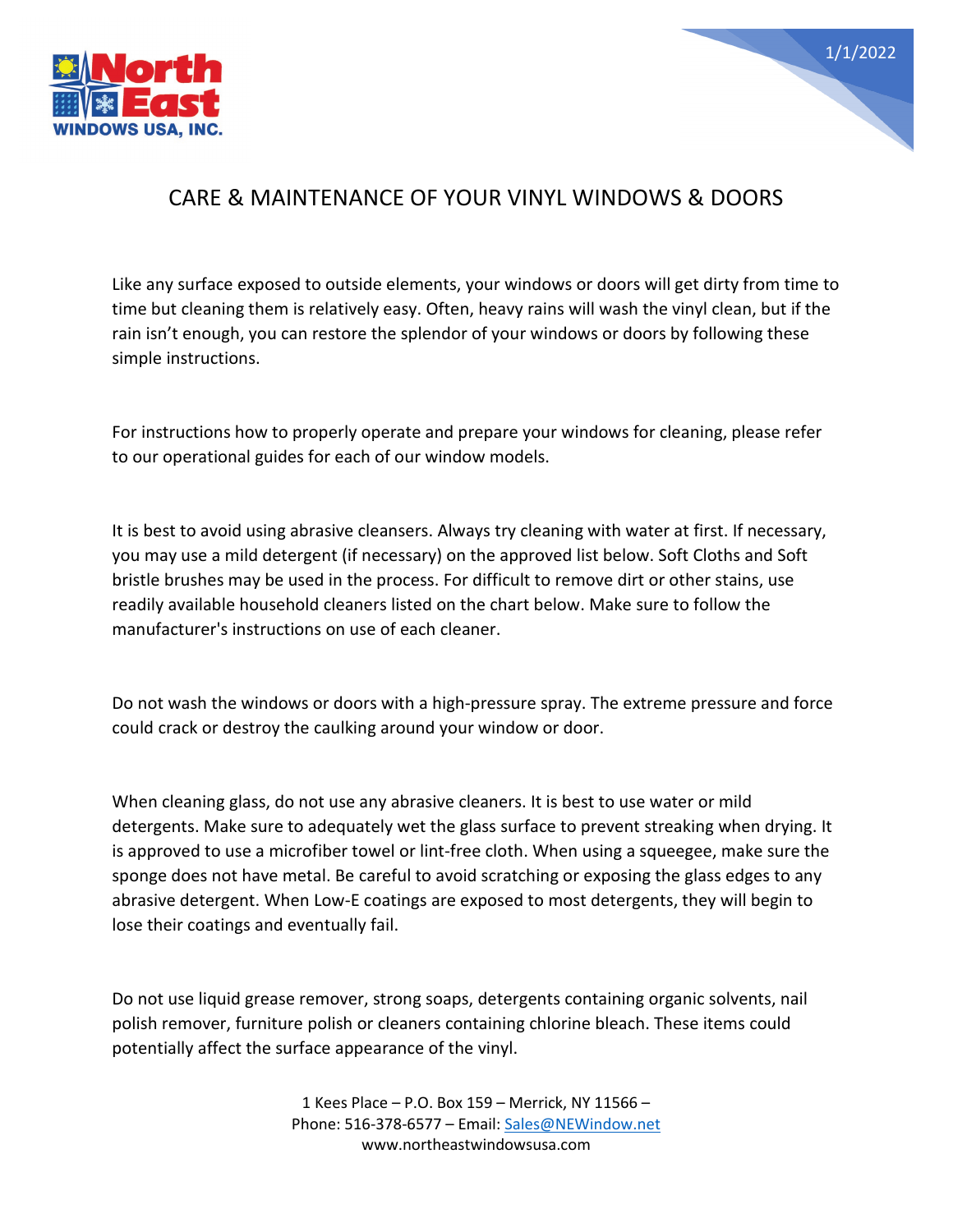North East WINDOWS USA, INC.

1/1/2022

# CARE & MAINTENANCE OF YOUR VINYL WINDOWS & DOORS

Like any surface exposed to outside elements, your windows or doors will get dirty from time to time but cleaning them is relatively easy. Often, heavy rains will wash the vinyl clean, but if the rain isn't enough, you can restore the splendor of your windows or doors by following these simple instructions.

For instructions how to properly operate and prepare your windows for cleaning, please refer to our operational guides for each of our window models.

It is best to avoid using abrasive cleansers. Always try cleaning with water at first. If necessary, you may use a mild detergent (if necessary) on the approved list below. Soft Cloths and Soft bristle brushes may be used in the process. For difficult to remove dirt or other stains, use readily available household cleaners listed on the chart below. Make sure to follow the manufacturer's instructions on use of each cleaner.

Do not wash the windows or doors with a high-pressure spray. The extreme pressure and force could crack or destroy the caulking around your window or door.

When cleaning glass, do not use any abrasive cleaners. It is best to use water or mild detergents. Make sure to adequately wet the glass surface to prevent streaking when drying. It is approved to use a microfiber towel or lint-free cloth. When using a squeegee, make sure the sponge does not have metal. Be careful to avoid scratching or exposing the glass edges to any abrasive detergent. When Low-E coatings are exposed to most detergents, they will begin to lose their coatings and eventually fail.

Do not use liquid grease remover, strong soaps, detergents containing organic solvents, nail polish remover, furniture polish or cleaners containing chlorine bleach. These items could potentially affect the surface appearance of the vinyl.

1 Kees Place – P.O. Box 159 – Merrick, NY 11566 –
Phone: 516-378-6577 – Email: Sales@NEWindow.net
www.northeastwindowsusa.com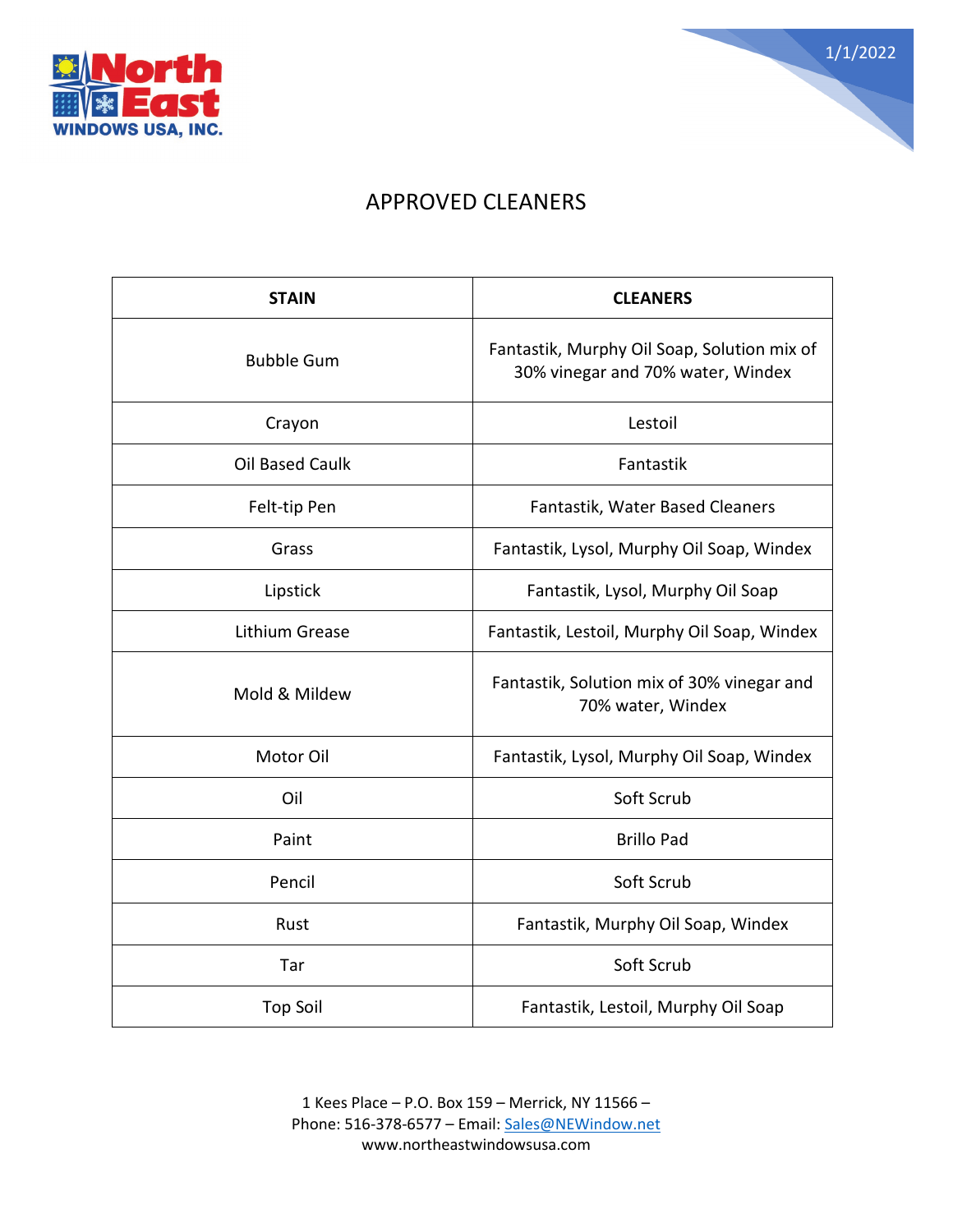North East WINDOWS USA, INC.

1/1/2022

# APPROVED CLEANERS

| STAIN | CLEANERS |
|---|---|
| Bubble Gum | Fantastik, Murphy Oil Soap, Solution mix of 30% vinegar and 70% water, Windex |
| Crayon | Lestoil |
| Oil Based Caulk | Fantastik |
| Felt-tip Pen | Fantastik, Water Based Cleaners |
| Grass | Fantastik, Lysol, Murphy Oil Soap, Windex |
| Lipstick | Fantastik, Lysol, Murphy Oil Soap |
| Lithium Grease | Fantastik, Lestoil, Murphy Oil Soap, Windex |
| Mold & Mildew | Fantastik, Solution mix of 30% vinegar and 70% water, Windex |
| Motor Oil | Fantastik, Lysol, Murphy Oil Soap, Windex |
| Oil | Soft Scrub |
| Paint | Brillo Pad |
| Pencil | Soft Scrub |
| Rust | Fantastik, Murphy Oil Soap, Windex |
| Tar | Soft Scrub |
| Top Soil | Fantastik, Lestoil, Murphy Oil Soap |

1 Kees Place – P.O. Box 159 – Merrick, NY 11566 –
Phone: 516-378-6577 – Email: Sales@NEWindow.net
www.northeastwindowsusa.com